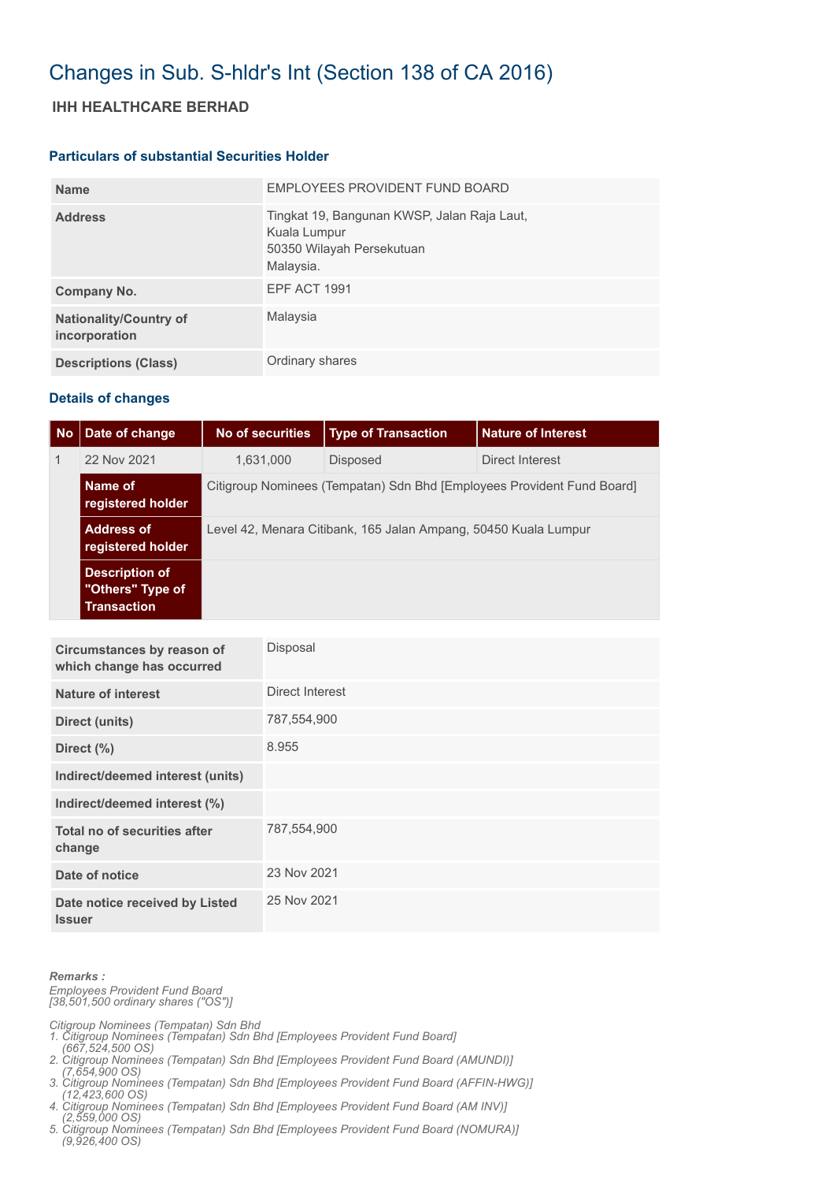# Changes in Sub. S-hldr's Int (Section 138 of CA 2016)

## IHH HEALTHCARE BERHAD

### Particulars of substantial Securities Holder

| | |
|---|---|
| **Name** | EMPLOYEES PROVIDENT FUND BOARD |
| **Address** | Tingkat 19, Bangunan KWSP, Jalan Raja Laut, Kuala Lumpur 50350 Wilayah Persekutuan Malaysia. |
| **Company No.** | EPF ACT 1991 |
| **Nationality/Country of incorporation** | Malaysia |
| **Descriptions (Class)** | Ordinary shares |

### Details of changes

| No | Date of change | No of securities | Type of Transaction | Nature of Interest |
|---|---|---|---|---|
| 1 | 22 Nov 2021 | 1,631,000 | Disposed | Direct Interest |
| | **Name of registered holder** | Citigroup Nominees (Tempatan) Sdn Bhd [Employees Provident Fund Board] | | |
| | **Address of registered holder** | Level 42, Menara Citibank, 165 Jalan Ampang, 50450 Kuala Lumpur | | |
| | **Description of "Others" Type of Transaction** | | | |

| | |
|---|---|
| **Circumstances by reason of which change has occurred** | Disposal |
| **Nature of interest** | Direct Interest |
| **Direct (units)** | 787,554,900 |
| **Direct (%)** | 8.955 |
| **Indirect/deemed interest (units)** | |
| **Indirect/deemed interest (%)** | |
| **Total no of securities after change** | 787,554,900 |
| **Date of notice** | 23 Nov 2021 |
| **Date notice received by Listed Issuer** | 25 Nov 2021 |

***Remarks :***

*Employees Provident Fund Board*
*[38,501,500 ordinary shares ("OS")]*

*Citigroup Nominees (Tempatan) Sdn Bhd*

1. *Citigroup Nominees (Tempatan) Sdn Bhd [Employees Provident Fund Board] (667,524,500 OS)*
2. *Citigroup Nominees (Tempatan) Sdn Bhd [Employees Provident Fund Board (AMUNDI)] (7,654,900 OS)*
3. *Citigroup Nominees (Tempatan) Sdn Bhd [Employees Provident Fund Board (AFFIN-HWG)] (12,423,600 OS)*
4. *Citigroup Nominees (Tempatan) Sdn Bhd [Employees Provident Fund Board (AM INV)] (2,559,000 OS)*
5. *Citigroup Nominees (Tempatan) Sdn Bhd [Employees Provident Fund Board (NOMURA)] (9,926,400 OS)*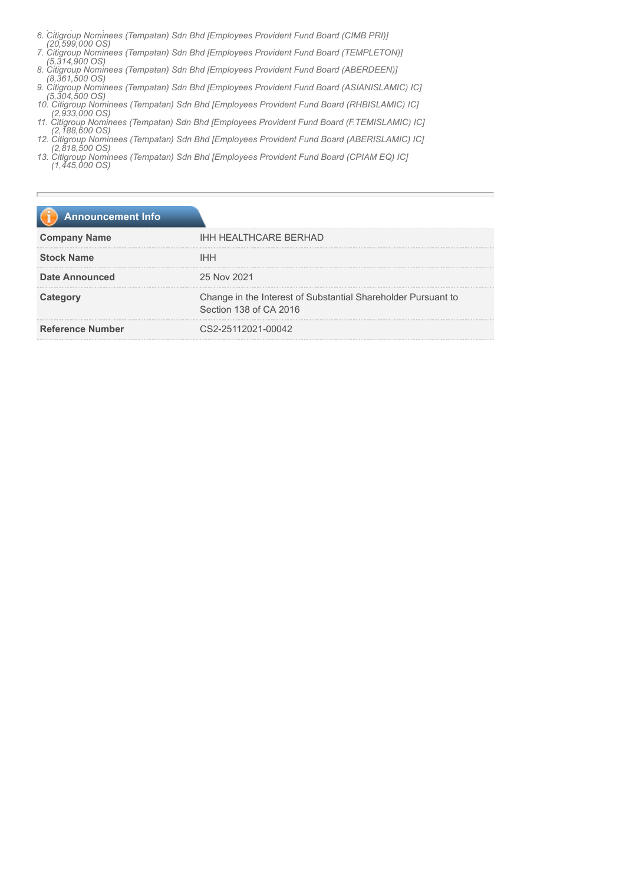*6. Citigroup Nominees (Tempatan) Sdn Bhd [Employees Provident Fund Board (CIMB PRI)]*
*(20,599,000 OS)*
*7. Citigroup Nominees (Tempatan) Sdn Bhd [Employees Provident Fund Board (TEMPLETON)]*
*(5,314,900 OS)*
*8. Citigroup Nominees (Tempatan) Sdn Bhd [Employees Provident Fund Board (ABERDEEN)]*
*(8,361,500 OS)*
*9. Citigroup Nominees (Tempatan) Sdn Bhd [Employees Provident Fund Board (ASIANISLAMIC) IC]*
*(5,304,500 OS)*
*10. Citigroup Nominees (Tempatan) Sdn Bhd [Employees Provident Fund Board (RHBISLAMIC) IC]*
*(2,933,000 OS)*
*11. Citigroup Nominees (Tempatan) Sdn Bhd [Employees Provident Fund Board (F.TEMISLAMIC) IC]*
*(2,188,600 OS)*
*12. Citigroup Nominees (Tempatan) Sdn Bhd [Employees Provident Fund Board (ABERISLAMIC) IC]*
*(2,818,500 OS)*
*13. Citigroup Nominees (Tempatan) Sdn Bhd [Employees Provident Fund Board (CPIAM EQ) IC]*
*(1,445,000 OS)*

## Announcement Info

| | |
|---|---|
| **Company Name** | IHH HEALTHCARE BERHAD |
| **Stock Name** | IHH |
| **Date Announced** | 25 Nov 2021 |
| **Category** | Change in the Interest of Substantial Shareholder Pursuant to Section 138 of CA 2016 |
| **Reference Number** | CS2-25112021-00042 |